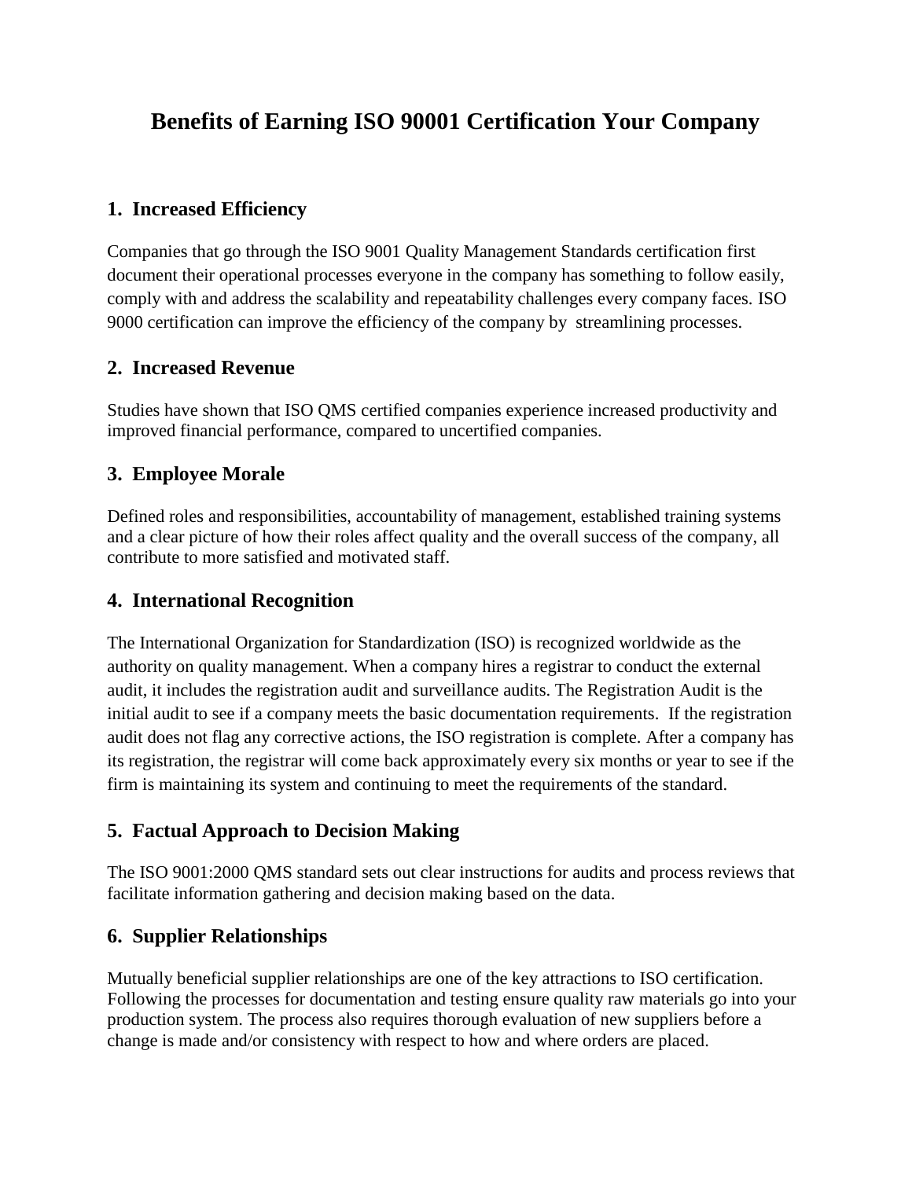# Benefits of Earning ISO 90001 Certification Your Company

## 1. Increased Efficiency

Companies that go through the ISO 9001 Quality Management Standards certification first document their operational processes everyone in the company has something to follow easily, comply with and address the scalability and repeatability challenges every company faces. ISO 9000 certification can improve the efficiency of the company by streamlining processes.

## 2. Increased Revenue

Studies have shown that ISO QMS certified companies experience increased productivity and improved financial performance, compared to uncertified companies.

## 3. Employee Morale

Defined roles and responsibilities, accountability of management, established training systems and a clear picture of how their roles affect quality and the overall success of the company, all contribute to more satisfied and motivated staff.

## 4. International Recognition

The International Organization for Standardization (ISO) is recognized worldwide as the authority on quality management. When a company hires a registrar to conduct the external audit, it includes the registration audit and surveillance audits. The Registration Audit is the initial audit to see if a company meets the basic documentation requirements. If the registration audit does not flag any corrective actions, the ISO registration is complete. After a company has its registration, the registrar will come back approximately every six months or year to see if the firm is maintaining its system and continuing to meet the requirements of the standard.

## 5. Factual Approach to Decision Making

The ISO 9001:2000 QMS standard sets out clear instructions for audits and process reviews that facilitate information gathering and decision making based on the data.

## 6. Supplier Relationships

Mutually beneficial supplier relationships are one of the key attractions to ISO certification. Following the processes for documentation and testing ensure quality raw materials go into your production system. The process also requires thorough evaluation of new suppliers before a change is made and/or consistency with respect to how and where orders are placed.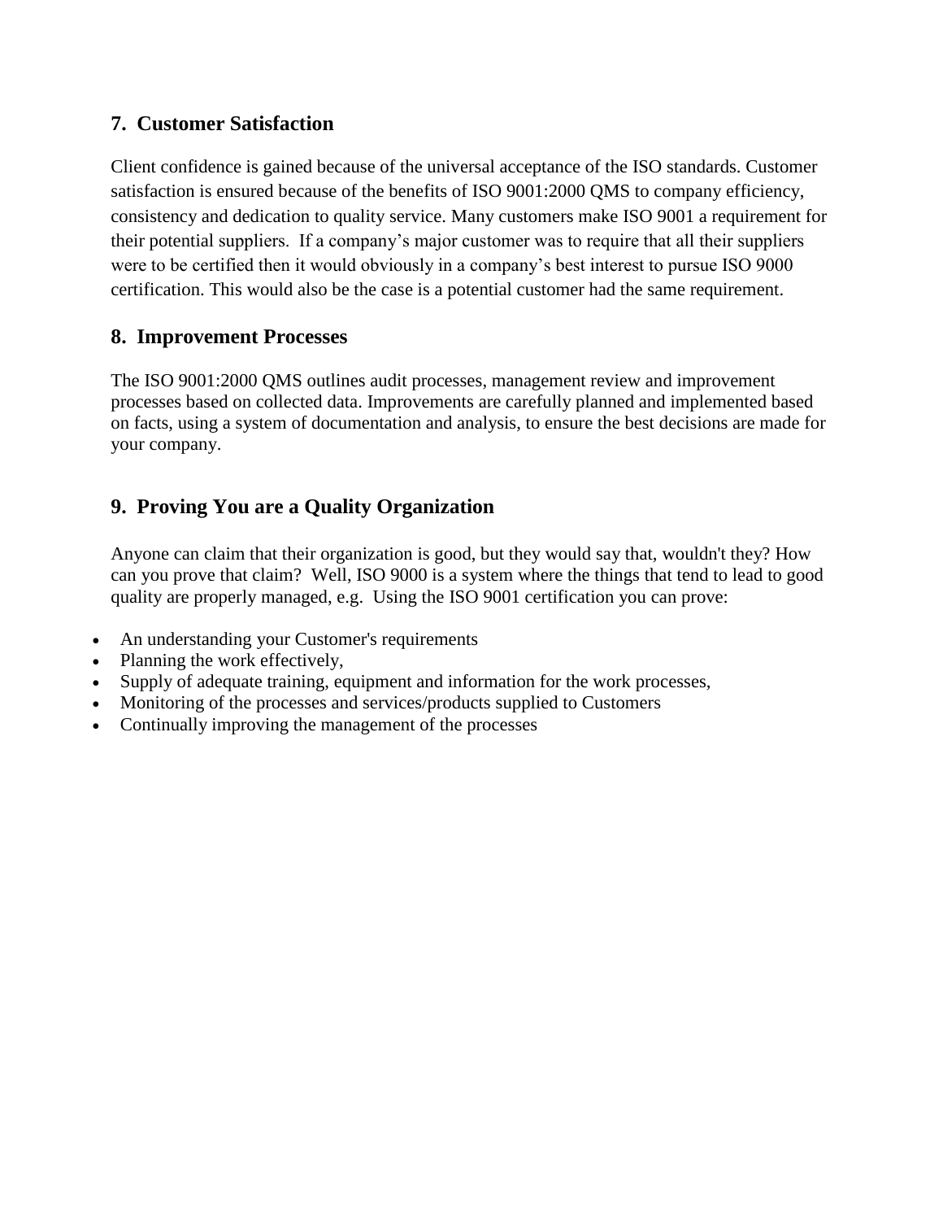## 7. Customer Satisfaction

Client confidence is gained because of the universal acceptance of the ISO standards. Customer satisfaction is ensured because of the benefits of ISO 9001:2000 QMS to company efficiency, consistency and dedication to quality service. Many customers make ISO 9001 a requirement for their potential suppliers. If a company's major customer was to require that all their suppliers were to be certified then it would obviously in a company's best interest to pursue ISO 9000 certification. This would also be the case is a potential customer had the same requirement.

## 8. Improvement Processes

The ISO 9001:2000 QMS outlines audit processes, management review and improvement processes based on collected data. Improvements are carefully planned and implemented based on facts, using a system of documentation and analysis, to ensure the best decisions are made for your company.

## 9. Proving You are a Quality Organization

Anyone can claim that their organization is good, but they would say that, wouldn't they? How can you prove that claim? Well, ISO 9000 is a system where the things that tend to lead to good quality are properly managed, e.g. Using the ISO 9001 certification you can prove:

- An understanding your Customer's requirements
- Planning the work effectively,
- Supply of adequate training, equipment and information for the work processes,
- Monitoring of the processes and services/products supplied to Customers
- Continually improving the management of the processes